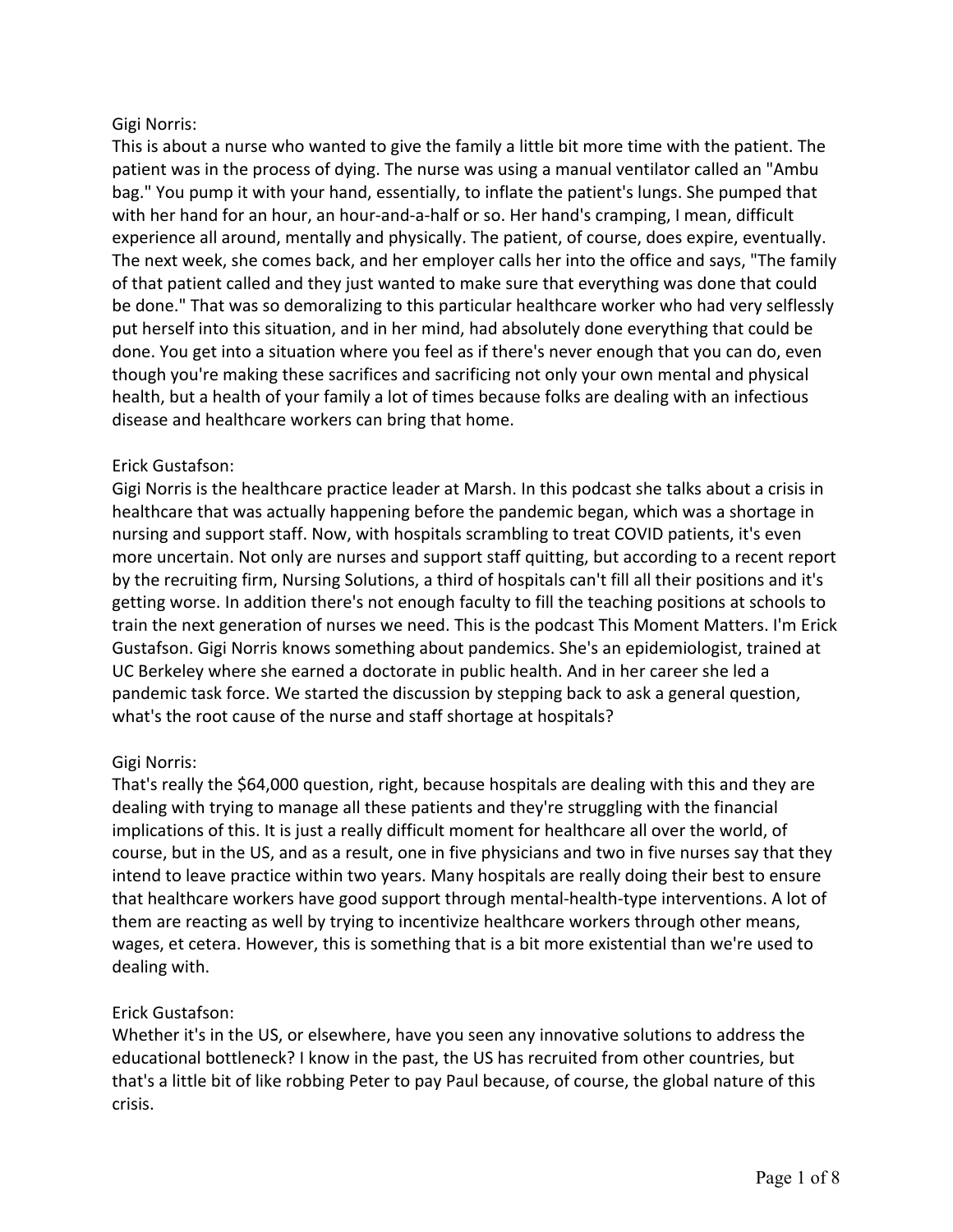Gigi Norris:
This is about a nurse who wanted to give the family a little bit more time with the patient. The patient was in the process of dying. The nurse was using a manual ventilator called an "Ambu bag." You pump it with your hand, essentially, to inflate the patient's lungs. She pumped that with her hand for an hour, an hour-and-a-half or so. Her hand's cramping, I mean, difficult experience all around, mentally and physically. The patient, of course, does expire, eventually. The next week, she comes back, and her employer calls her into the office and says, "The family of that patient called and they just wanted to make sure that everything was done that could be done." That was so demoralizing to this particular healthcare worker who had very selflessly put herself into this situation, and in her mind, had absolutely done everything that could be done. You get into a situation where you feel as if there's never enough that you can do, even though you're making these sacrifices and sacrificing not only your own mental and physical health, but a health of your family a lot of times because folks are dealing with an infectious disease and healthcare workers can bring that home.

Erick Gustafson:
Gigi Norris is the healthcare practice leader at Marsh. In this podcast she talks about a crisis in healthcare that was actually happening before the pandemic began, which was a shortage in nursing and support staff. Now, with hospitals scrambling to treat COVID patients, it's even more uncertain. Not only are nurses and support staff quitting, but according to a recent report by the recruiting firm, Nursing Solutions, a third of hospitals can't fill all their positions and it's getting worse. In addition there's not enough faculty to fill the teaching positions at schools to train the next generation of nurses we need. This is the podcast This Moment Matters. I'm Erick Gustafson. Gigi Norris knows something about pandemics. She's an epidemiologist, trained at UC Berkeley where she earned a doctorate in public health. And in her career she led a pandemic task force. We started the discussion by stepping back to ask a general question, what's the root cause of the nurse and staff shortage at hospitals?

Gigi Norris:
That's really the $64,000 question, right, because hospitals are dealing with this and they are dealing with trying to manage all these patients and they're struggling with the financial implications of this. It is just a really difficult moment for healthcare all over the world, of course, but in the US, and as a result, one in five physicians and two in five nurses say that they intend to leave practice within two years. Many hospitals are really doing their best to ensure that healthcare workers have good support through mental-health-type interventions. A lot of them are reacting as well by trying to incentivize healthcare workers through other means, wages, et cetera. However, this is something that is a bit more existential than we're used to dealing with.

Erick Gustafson:
Whether it's in the US, or elsewhere, have you seen any innovative solutions to address the educational bottleneck? I know in the past, the US has recruited from other countries, but that's a little bit of like robbing Peter to pay Paul because, of course, the global nature of this crisis.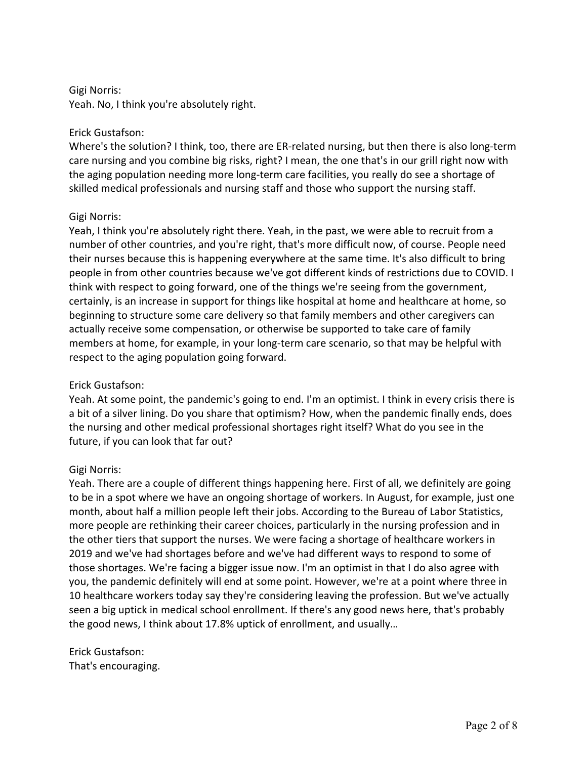Gigi Norris:
Yeah. No, I think you're absolutely right.

Erick Gustafson:
Where's the solution? I think, too, there are ER-related nursing, but then there is also long-term care nursing and you combine big risks, right? I mean, the one that's in our grill right now with the aging population needing more long-term care facilities, you really do see a shortage of skilled medical professionals and nursing staff and those who support the nursing staff.

Gigi Norris:
Yeah, I think you're absolutely right there. Yeah, in the past, we were able to recruit from a number of other countries, and you're right, that's more difficult now, of course. People need their nurses because this is happening everywhere at the same time. It's also difficult to bring people in from other countries because we've got different kinds of restrictions due to COVID. I think with respect to going forward, one of the things we're seeing from the government, certainly, is an increase in support for things like hospital at home and healthcare at home, so beginning to structure some care delivery so that family members and other caregivers can actually receive some compensation, or otherwise be supported to take care of family members at home, for example, in your long-term care scenario, so that may be helpful with respect to the aging population going forward.

Erick Gustafson:
Yeah. At some point, the pandemic's going to end. I'm an optimist. I think in every crisis there is a bit of a silver lining. Do you share that optimism? How, when the pandemic finally ends, does the nursing and other medical professional shortages right itself? What do you see in the future, if you can look that far out?

Gigi Norris:
Yeah. There are a couple of different things happening here. First of all, we definitely are going to be in a spot where we have an ongoing shortage of workers. In August, for example, just one month, about half a million people left their jobs. According to the Bureau of Labor Statistics, more people are rethinking their career choices, particularly in the nursing profession and in the other tiers that support the nurses. We were facing a shortage of healthcare workers in 2019 and we've had shortages before and we've had different ways to respond to some of those shortages. We're facing a bigger issue now. I'm an optimist in that I do also agree with you, the pandemic definitely will end at some point. However, we're at a point where three in 10 healthcare workers today say they're considering leaving the profession. But we've actually seen a big uptick in medical school enrollment. If there's any good news here, that's probably the good news, I think about 17.8% uptick of enrollment, and usually…

Erick Gustafson:
That's encouraging.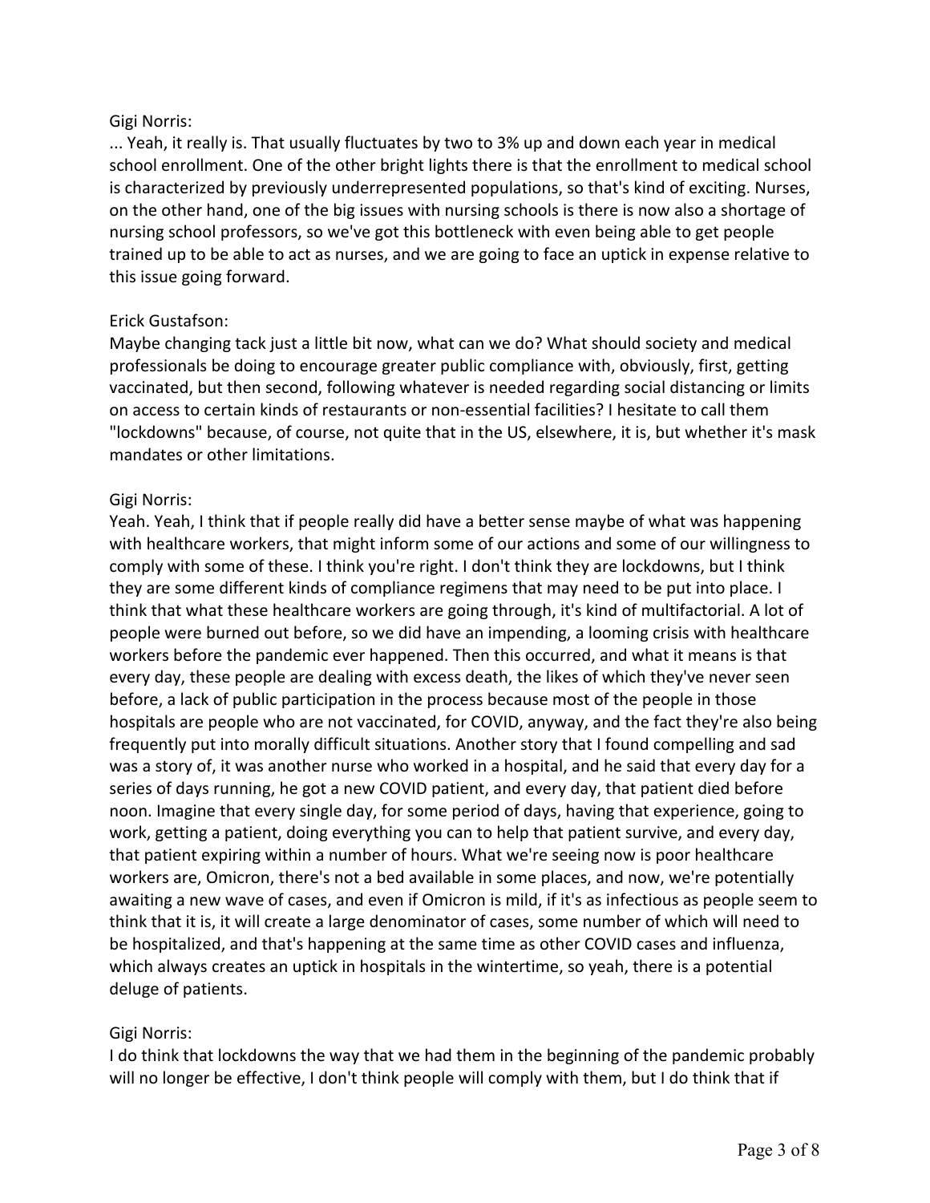Gigi Norris:

... Yeah, it really is. That usually fluctuates by two to 3% up and down each year in medical school enrollment. One of the other bright lights there is that the enrollment to medical school is characterized by previously underrepresented populations, so that's kind of exciting. Nurses, on the other hand, one of the big issues with nursing schools is there is now also a shortage of nursing school professors, so we've got this bottleneck with even being able to get people trained up to be able to act as nurses, and we are going to face an uptick in expense relative to this issue going forward.

Erick Gustafson:

Maybe changing tack just a little bit now, what can we do? What should society and medical professionals be doing to encourage greater public compliance with, obviously, first, getting vaccinated, but then second, following whatever is needed regarding social distancing or limits on access to certain kinds of restaurants or non-essential facilities? I hesitate to call them "lockdowns" because, of course, not quite that in the US, elsewhere, it is, but whether it's mask mandates or other limitations.

Gigi Norris:

Yeah. Yeah, I think that if people really did have a better sense maybe of what was happening with healthcare workers, that might inform some of our actions and some of our willingness to comply with some of these. I think you're right. I don't think they are lockdowns, but I think they are some different kinds of compliance regimens that may need to be put into place. I think that what these healthcare workers are going through, it's kind of multifactorial. A lot of people were burned out before, so we did have an impending, a looming crisis with healthcare workers before the pandemic ever happened. Then this occurred, and what it means is that every day, these people are dealing with excess death, the likes of which they've never seen before, a lack of public participation in the process because most of the people in those hospitals are people who are not vaccinated, for COVID, anyway, and the fact they're also being frequently put into morally difficult situations. Another story that I found compelling and sad was a story of, it was another nurse who worked in a hospital, and he said that every day for a series of days running, he got a new COVID patient, and every day, that patient died before noon. Imagine that every single day, for some period of days, having that experience, going to work, getting a patient, doing everything you can to help that patient survive, and every day, that patient expiring within a number of hours. What we're seeing now is poor healthcare workers are, Omicron, there's not a bed available in some places, and now, we're potentially awaiting a new wave of cases, and even if Omicron is mild, if it's as infectious as people seem to think that it is, it will create a large denominator of cases, some number of which will need to be hospitalized, and that's happening at the same time as other COVID cases and influenza, which always creates an uptick in hospitals in the wintertime, so yeah, there is a potential deluge of patients.

Gigi Norris:

I do think that lockdowns the way that we had them in the beginning of the pandemic probably will no longer be effective, I don't think people will comply with them, but I do think that if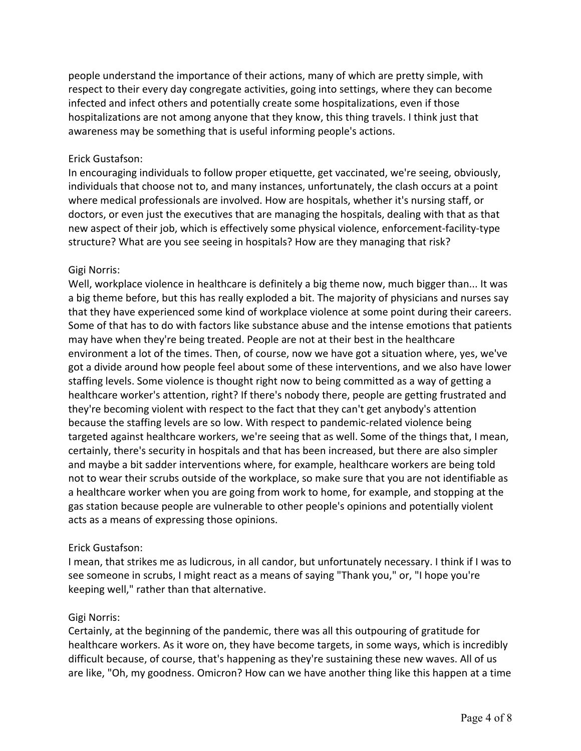people understand the importance of their actions, many of which are pretty simple, with respect to their every day congregate activities, going into settings, where they can become infected and infect others and potentially create some hospitalizations, even if those hospitalizations are not among anyone that they know, this thing travels. I think just that awareness may be something that is useful informing people's actions.

Erick Gustafson:
In encouraging individuals to follow proper etiquette, get vaccinated, we're seeing, obviously, individuals that choose not to, and many instances, unfortunately, the clash occurs at a point where medical professionals are involved. How are hospitals, whether it's nursing staff, or doctors, or even just the executives that are managing the hospitals, dealing with that as that new aspect of their job, which is effectively some physical violence, enforcement-facility-type structure? What are you see seeing in hospitals? How are they managing that risk?

Gigi Norris:
Well, workplace violence in healthcare is definitely a big theme now, much bigger than... It was a big theme before, but this has really exploded a bit. The majority of physicians and nurses say that they have experienced some kind of workplace violence at some point during their careers. Some of that has to do with factors like substance abuse and the intense emotions that patients may have when they're being treated. People are not at their best in the healthcare environment a lot of the times. Then, of course, now we have got a situation where, yes, we've got a divide around how people feel about some of these interventions, and we also have lower staffing levels. Some violence is thought right now to being committed as a way of getting a healthcare worker's attention, right? If there's nobody there, people are getting frustrated and they're becoming violent with respect to the fact that they can't get anybody's attention because the staffing levels are so low. With respect to pandemic-related violence being targeted against healthcare workers, we're seeing that as well. Some of the things that, I mean, certainly, there's security in hospitals and that has been increased, but there are also simpler and maybe a bit sadder interventions where, for example, healthcare workers are being told not to wear their scrubs outside of the workplace, so make sure that you are not identifiable as a healthcare worker when you are going from work to home, for example, and stopping at the gas station because people are vulnerable to other people's opinions and potentially violent acts as a means of expressing those opinions.

Erick Gustafson:
I mean, that strikes me as ludicrous, in all candor, but unfortunately necessary. I think if I was to see someone in scrubs, I might react as a means of saying "Thank you," or, "I hope you're keeping well," rather than that alternative.

Gigi Norris:
Certainly, at the beginning of the pandemic, there was all this outpouring of gratitude for healthcare workers. As it wore on, they have become targets, in some ways, which is incredibly difficult because, of course, that's happening as they're sustaining these new waves. All of us are like, "Oh, my goodness. Omicron? How can we have another thing like this happen at a time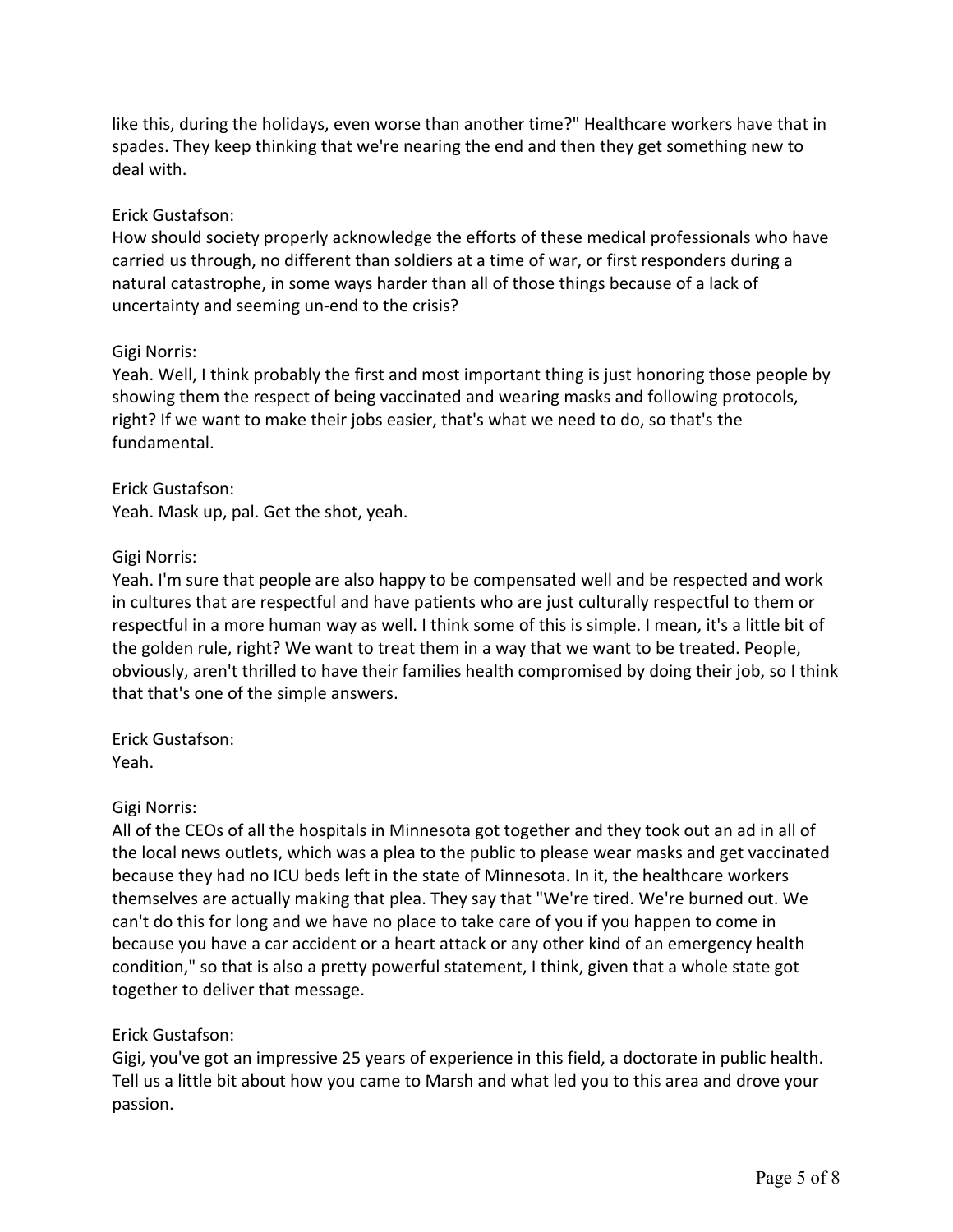like this, during the holidays, even worse than another time?" Healthcare workers have that in spades. They keep thinking that we're nearing the end and then they get something new to deal with.

Erick Gustafson:
How should society properly acknowledge the efforts of these medical professionals who have carried us through, no different than soldiers at a time of war, or first responders during a natural catastrophe, in some ways harder than all of those things because of a lack of uncertainty and seeming un-end to the crisis?

Gigi Norris:
Yeah. Well, I think probably the first and most important thing is just honoring those people by showing them the respect of being vaccinated and wearing masks and following protocols, right? If we want to make their jobs easier, that's what we need to do, so that's the fundamental.

Erick Gustafson:
Yeah. Mask up, pal. Get the shot, yeah.

Gigi Norris:
Yeah. I'm sure that people are also happy to be compensated well and be respected and work in cultures that are respectful and have patients who are just culturally respectful to them or respectful in a more human way as well. I think some of this is simple. I mean, it's a little bit of the golden rule, right? We want to treat them in a way that we want to be treated. People, obviously, aren't thrilled to have their families health compromised by doing their job, so I think that that's one of the simple answers.

Erick Gustafson:
Yeah.

Gigi Norris:
All of the CEOs of all the hospitals in Minnesota got together and they took out an ad in all of the local news outlets, which was a plea to the public to please wear masks and get vaccinated because they had no ICU beds left in the state of Minnesota. In it, the healthcare workers themselves are actually making that plea. They say that "We're tired. We're burned out. We can't do this for long and we have no place to take care of you if you happen to come in because you have a car accident or a heart attack or any other kind of an emergency health condition," so that is also a pretty powerful statement, I think, given that a whole state got together to deliver that message.

Erick Gustafson:
Gigi, you've got an impressive 25 years of experience in this field, a doctorate in public health. Tell us a little bit about how you came to Marsh and what led you to this area and drove your passion.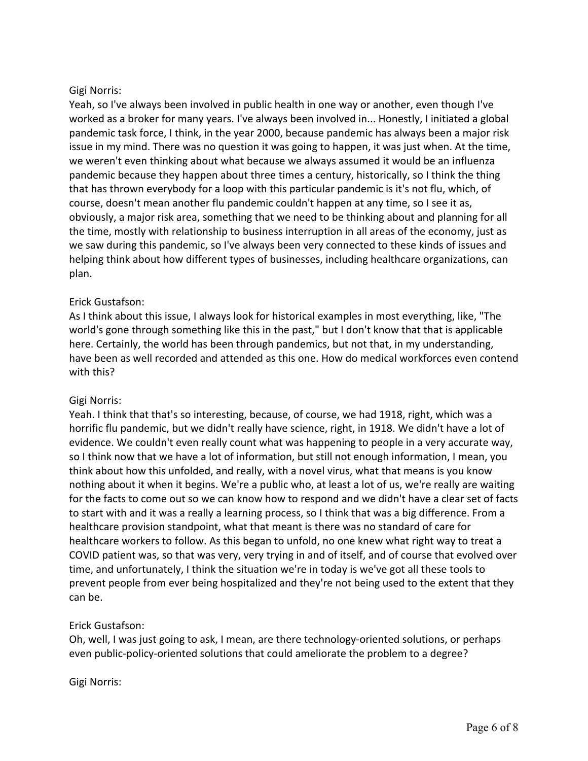Gigi Norris:
Yeah, so I've always been involved in public health in one way or another, even though I've worked as a broker for many years. I've always been involved in... Honestly, I initiated a global pandemic task force, I think, in the year 2000, because pandemic has always been a major risk issue in my mind. There was no question it was going to happen, it was just when. At the time, we weren't even thinking about what because we always assumed it would be an influenza pandemic because they happen about three times a century, historically, so I think the thing that has thrown everybody for a loop with this particular pandemic is it's not flu, which, of course, doesn't mean another flu pandemic couldn't happen at any time, so I see it as, obviously, a major risk area, something that we need to be thinking about and planning for all the time, mostly with relationship to business interruption in all areas of the economy, just as we saw during this pandemic, so I've always been very connected to these kinds of issues and helping think about how different types of businesses, including healthcare organizations, can plan.

Erick Gustafson:
As I think about this issue, I always look for historical examples in most everything, like, "The world's gone through something like this in the past," but I don't know that that is applicable here. Certainly, the world has been through pandemics, but not that, in my understanding, have been as well recorded and attended as this one. How do medical workforces even contend with this?

Gigi Norris:
Yeah. I think that that's so interesting, because, of course, we had 1918, right, which was a horrific flu pandemic, but we didn't really have science, right, in 1918. We didn't have a lot of evidence. We couldn't even really count what was happening to people in a very accurate way, so I think now that we have a lot of information, but still not enough information, I mean, you think about how this unfolded, and really, with a novel virus, what that means is you know nothing about it when it begins. We're a public who, at least a lot of us, we're really are waiting for the facts to come out so we can know how to respond and we didn't have a clear set of facts to start with and it was a really a learning process, so I think that was a big difference. From a healthcare provision standpoint, what that meant is there was no standard of care for healthcare workers to follow. As this began to unfold, no one knew what right way to treat a COVID patient was, so that was very, very trying in and of itself, and of course that evolved over time, and unfortunately, I think the situation we're in today is we've got all these tools to prevent people from ever being hospitalized and they're not being used to the extent that they can be.

Erick Gustafson:
Oh, well, I was just going to ask, I mean, are there technology-oriented solutions, or perhaps even public-policy-oriented solutions that could ameliorate the problem to a degree?

Gigi Norris: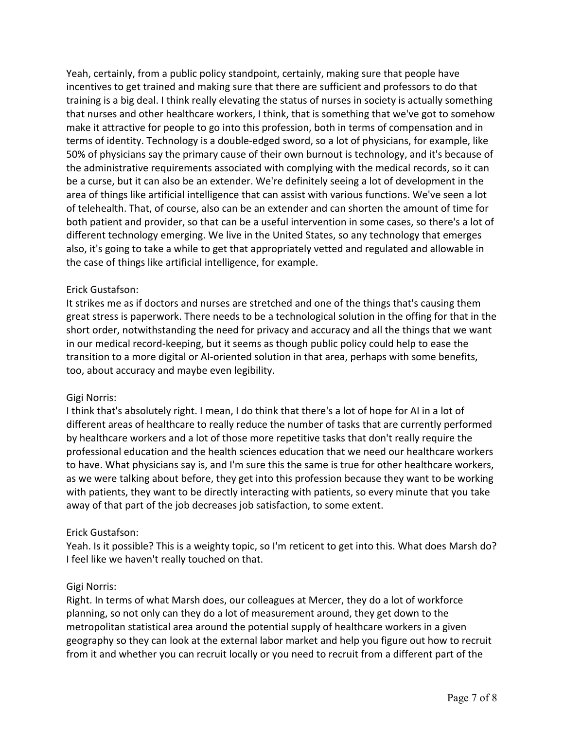Yeah, certainly, from a public policy standpoint, certainly, making sure that people have incentives to get trained and making sure that there are sufficient and professors to do that training is a big deal. I think really elevating the status of nurses in society is actually something that nurses and other healthcare workers, I think, that is something that we've got to somehow make it attractive for people to go into this profession, both in terms of compensation and in terms of identity. Technology is a double-edged sword, so a lot of physicians, for example, like 50% of physicians say the primary cause of their own burnout is technology, and it's because of the administrative requirements associated with complying with the medical records, so it can be a curse, but it can also be an extender. We're definitely seeing a lot of development in the area of things like artificial intelligence that can assist with various functions. We've seen a lot of telehealth. That, of course, also can be an extender and can shorten the amount of time for both patient and provider, so that can be a useful intervention in some cases, so there's a lot of different technology emerging. We live in the United States, so any technology that emerges also, it's going to take a while to get that appropriately vetted and regulated and allowable in the case of things like artificial intelligence, for example.

Erick Gustafson:
It strikes me as if doctors and nurses are stretched and one of the things that's causing them great stress is paperwork. There needs to be a technological solution in the offing for that in the short order, notwithstanding the need for privacy and accuracy and all the things that we want in our medical record-keeping, but it seems as though public policy could help to ease the transition to a more digital or AI-oriented solution in that area, perhaps with some benefits, too, about accuracy and maybe even legibility.

Gigi Norris:
I think that's absolutely right. I mean, I do think that there's a lot of hope for AI in a lot of different areas of healthcare to really reduce the number of tasks that are currently performed by healthcare workers and a lot of those more repetitive tasks that don't really require the professional education and the health sciences education that we need our healthcare workers to have. What physicians say is, and I'm sure this the same is true for other healthcare workers, as we were talking about before, they get into this profession because they want to be working with patients, they want to be directly interacting with patients, so every minute that you take away of that part of the job decreases job satisfaction, to some extent.

Erick Gustafson:
Yeah. Is it possible? This is a weighty topic, so I'm reticent to get into this. What does Marsh do? I feel like we haven't really touched on that.

Gigi Norris:
Right. In terms of what Marsh does, our colleagues at Mercer, they do a lot of workforce planning, so not only can they do a lot of measurement around, they get down to the metropolitan statistical area around the potential supply of healthcare workers in a given geography so they can look at the external labor market and help you figure out how to recruit from it and whether you can recruit locally or you need to recruit from a different part of the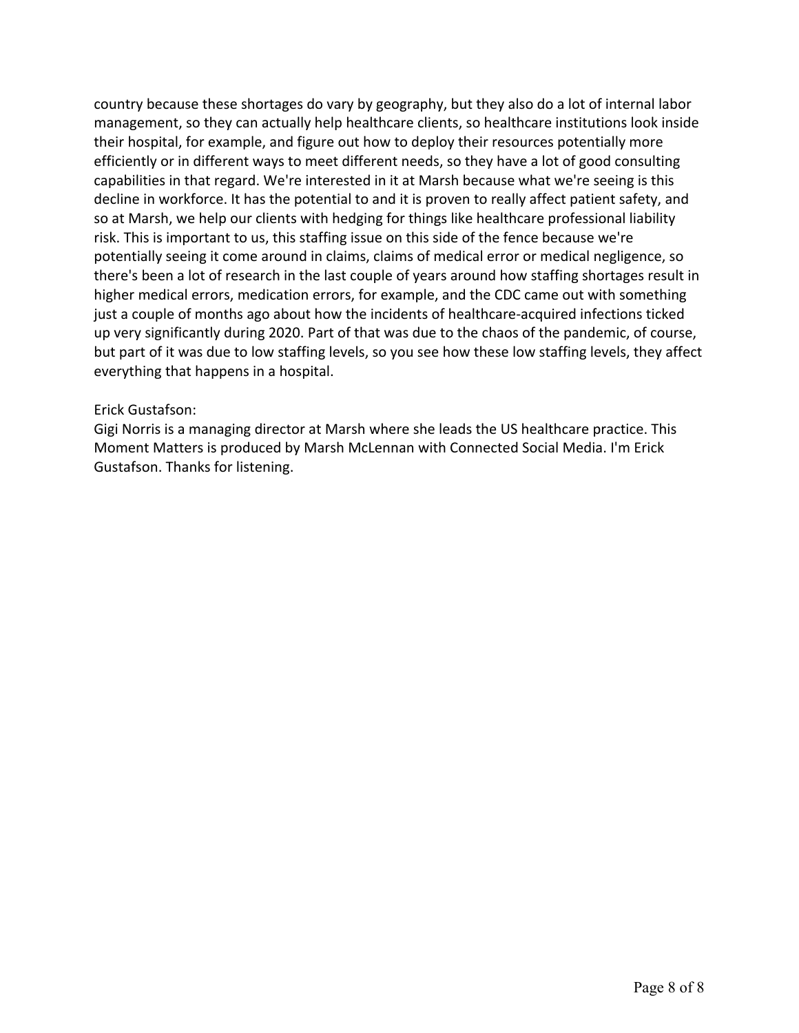country because these shortages do vary by geography, but they also do a lot of internal labor management, so they can actually help healthcare clients, so healthcare institutions look inside their hospital, for example, and figure out how to deploy their resources potentially more efficiently or in different ways to meet different needs, so they have a lot of good consulting capabilities in that regard. We're interested in it at Marsh because what we're seeing is this decline in workforce. It has the potential to and it is proven to really affect patient safety, and so at Marsh, we help our clients with hedging for things like healthcare professional liability risk. This is important to us, this staffing issue on this side of the fence because we're potentially seeing it come around in claims, claims of medical error or medical negligence, so there's been a lot of research in the last couple of years around how staffing shortages result in higher medical errors, medication errors, for example, and the CDC came out with something just a couple of months ago about how the incidents of healthcare-acquired infections ticked up very significantly during 2020. Part of that was due to the chaos of the pandemic, of course, but part of it was due to low staffing levels, so you see how these low staffing levels, they affect everything that happens in a hospital.

Erick Gustafson:
Gigi Norris is a managing director at Marsh where she leads the US healthcare practice. This Moment Matters is produced by Marsh McLennan with Connected Social Media. I'm Erick Gustafson. Thanks for listening.